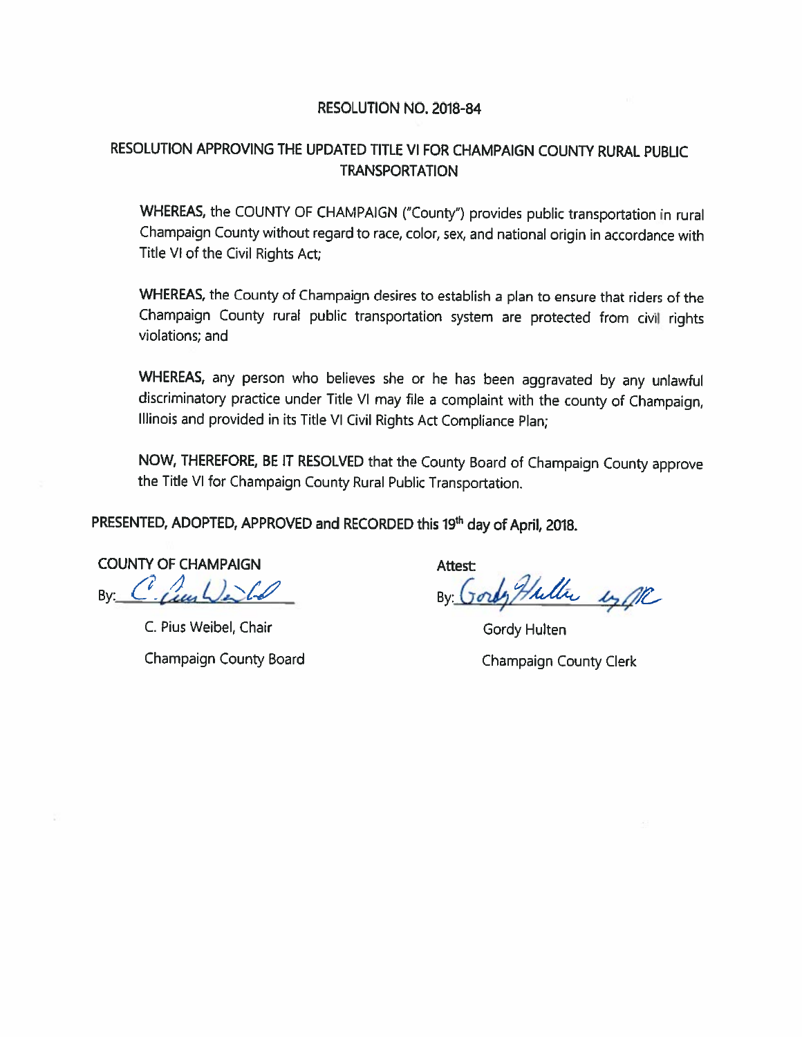# RESOLUTION NO. 2018-84

## RESOLUTION APPROVING THE UPDATED TITLE VI FOR CHAMPAIGN COUNTY RURAL PUBLIC TRANSPORTATION

**WHEREAS,** the COUNTY OF CHAMPAIGN ("County") provides public transportation in rural Champaign County without regard to race, color, sex, and national origin in accordance with Title VI of the Civil Rights Act;

**WHEREAS,** the County of Champaign desires to establish a plan to ensure that riders of the Champaign County rural public transportation system are protected from civil rights violations; and

**WHEREAS,** any person who believes she or he has been aggravated by any unlawful discriminatory practice under Title VI may file a complaint with the county of Champaign, Illinois and provided in its Title VI Civil Rights Act Compliance Plan;

**NOW, THEREFORE, BE IT RESOLVED** that the County Board of Champaign County approve the Title VI for Champaign County Rural Public Transportation.

**PRESENTED, ADOPTED, APPROVED and RECORDED this 19th day of April, 2018.**

COUNTY OF CHAMPAIGN

By: ______________________

C. Pius Weibel, Chair

Champaign County Board

Attest:

By: ______________________

Gordy Hulten

Champaign County Clerk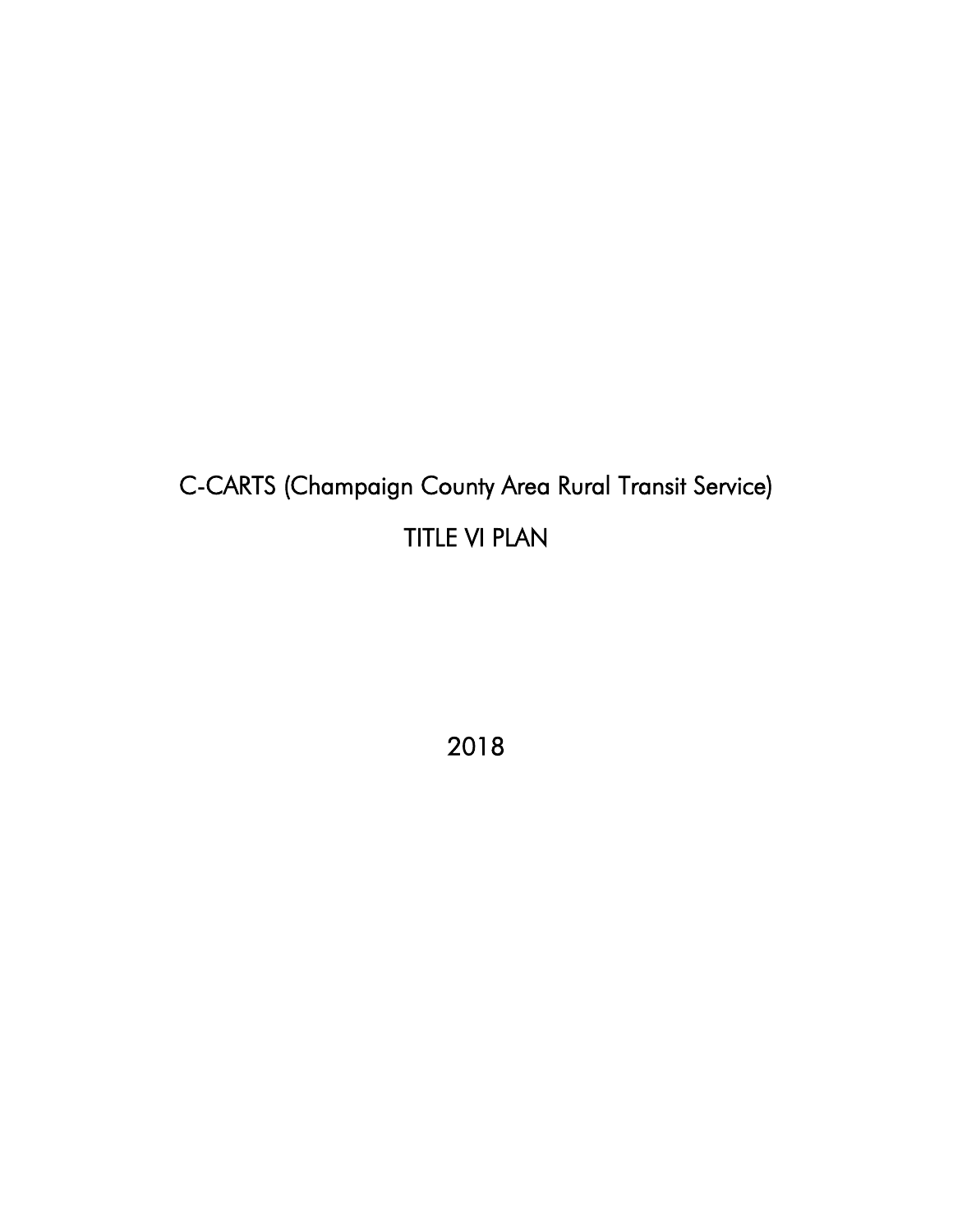# C-CARTS (Champaign County Area Rural Transit Service)

# TITLE VI PLAN

2018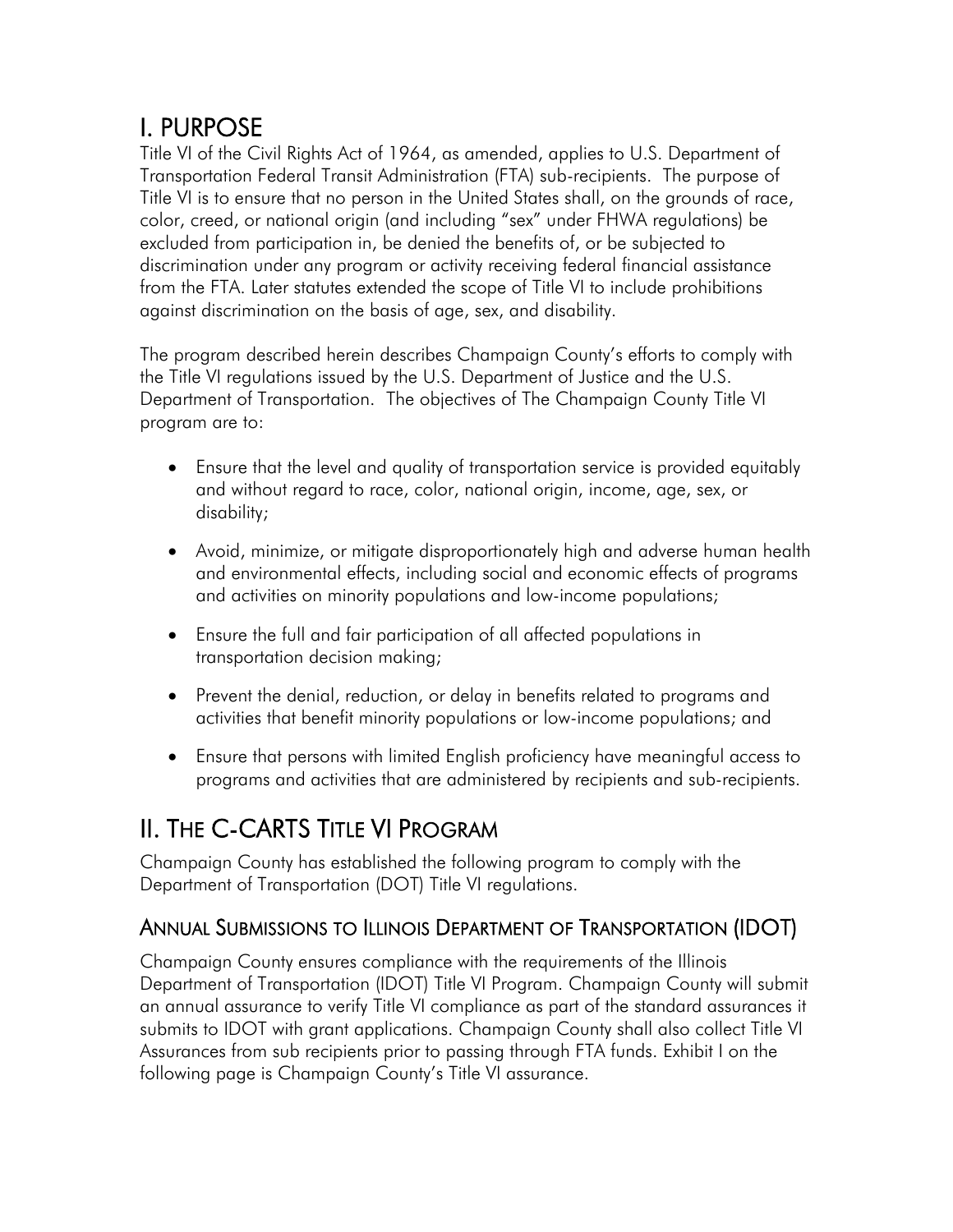# I. PURPOSE

Title VI of the Civil Rights Act of 1964, as amended, applies to U.S. Department of Transportation Federal Transit Administration (FTA) sub-recipients. The purpose of Title VI is to ensure that no person in the United States shall, on the grounds of race, color, creed, or national origin (and including "sex" under FHWA regulations) be excluded from participation in, be denied the benefits of, or be subjected to discrimination under any program or activity receiving federal financial assistance from the FTA. Later statutes extended the scope of Title VI to include prohibitions against discrimination on the basis of age, sex, and disability.

The program described herein describes Champaign County's efforts to comply with the Title VI regulations issued by the U.S. Department of Justice and the U.S. Department of Transportation. The objectives of The Champaign County Title VI program are to:

- Ensure that the level and quality of transportation service is provided equitably and without regard to race, color, national origin, income, age, sex, or disability;
- Avoid, minimize, or mitigate disproportionately high and adverse human health and environmental effects, including social and economic effects of programs and activities on minority populations and low-income populations;
- Ensure the full and fair participation of all affected populations in transportation decision making;
- Prevent the denial, reduction, or delay in benefits related to programs and activities that benefit minority populations or low-income populations; and
- Ensure that persons with limited English proficiency have meaningful access to programs and activities that are administered by recipients and sub-recipients.

# II. THE C-CARTS TITLE VI PROGRAM

Champaign County has established the following program to comply with the Department of Transportation (DOT) Title VI regulations.

## ANNUAL SUBMISSIONS TO ILLINOIS DEPARTMENT OF TRANSPORTATION (IDOT)

Champaign County ensures compliance with the requirements of the Illinois Department of Transportation (IDOT) Title VI Program. Champaign County will submit an annual assurance to verify Title VI compliance as part of the standard assurances it submits to IDOT with grant applications. Champaign County shall also collect Title VI Assurances from sub recipients prior to passing through FTA funds. Exhibit I on the following page is Champaign County's Title VI assurance.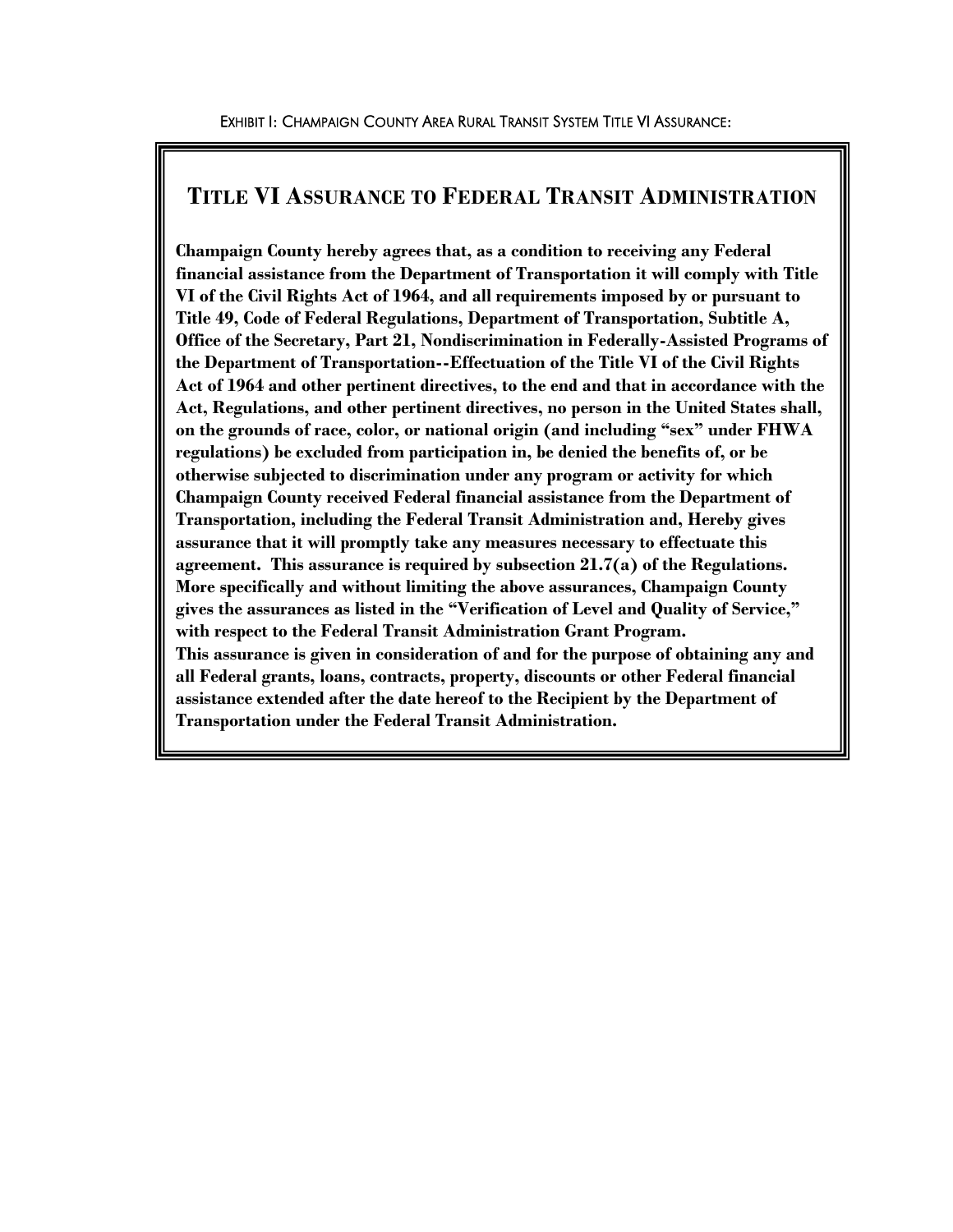EXHIBIT I: CHAMPAIGN COUNTY AREA RURAL TRANSIT SYSTEM TITLE VI ASSURANCE:

## TITLE VI ASSURANCE TO FEDERAL TRANSIT ADMINISTRATION

**Champaign County hereby agrees that, as a condition to receiving any Federal financial assistance from the Department of Transportation it will comply with Title VI of the Civil Rights Act of 1964, and all requirements imposed by or pursuant to Title 49, Code of Federal Regulations, Department of Transportation, Subtitle A, Office of the Secretary, Part 21, Nondiscrimination in Federally-Assisted Programs of the Department of Transportation--Effectuation of the Title VI of the Civil Rights Act of 1964 and other pertinent directives, to the end and that in accordance with the Act, Regulations, and other pertinent directives, no person in the United States shall, on the grounds of race, color, or national origin (and including "sex" under FHWA regulations) be excluded from participation in, be denied the benefits of, or be otherwise subjected to discrimination under any program or activity for which Champaign County received Federal financial assistance from the Department of Transportation, including the Federal Transit Administration and, Hereby gives assurance that it will promptly take any measures necessary to effectuate this agreement. This assurance is required by subsection 21.7(a) of the Regulations. More specifically and without limiting the above assurances, Champaign County gives the assurances as listed in the "Verification of Level and Quality of Service," with respect to the Federal Transit Administration Grant Program.**

**This assurance is given in consideration of and for the purpose of obtaining any and all Federal grants, loans, contracts, property, discounts or other Federal financial assistance extended after the date hereof to the Recipient by the Department of Transportation under the Federal Transit Administration.**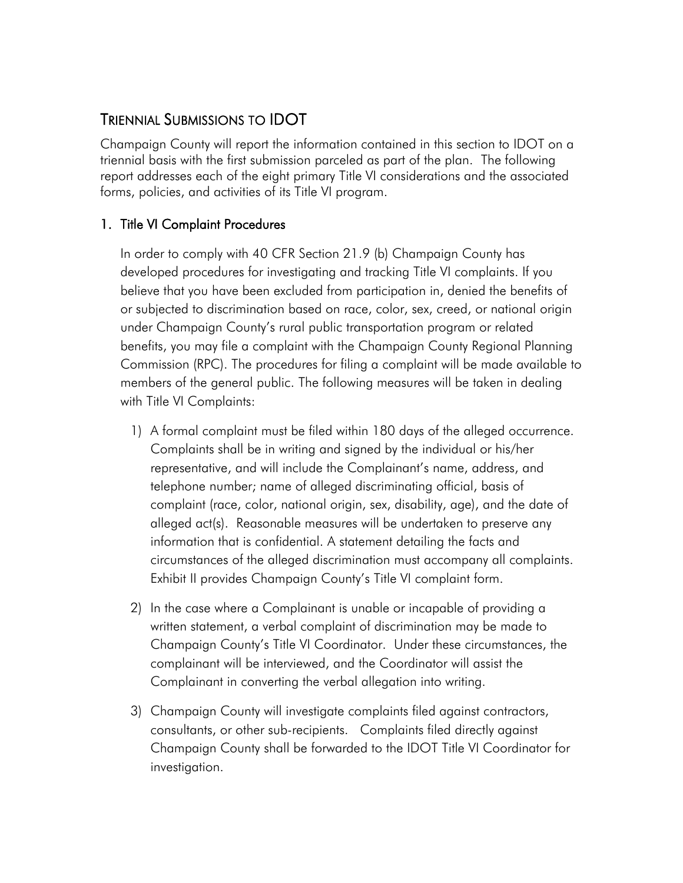## Triennial Submissions to IDOT

Champaign County will report the information contained in this section to IDOT on a triennial basis with the first submission parceled as part of the plan. The following report addresses each of the eight primary Title VI considerations and the associated forms, policies, and activities of its Title VI program.

### 1. Title VI Complaint Procedures

In order to comply with 40 CFR Section 21.9 (b) Champaign County has developed procedures for investigating and tracking Title VI complaints. If you believe that you have been excluded from participation in, denied the benefits of or subjected to discrimination based on race, color, sex, creed, or national origin under Champaign County's rural public transportation program or related benefits, you may file a complaint with the Champaign County Regional Planning Commission (RPC). The procedures for filing a complaint will be made available to members of the general public. The following measures will be taken in dealing with Title VI Complaints:

1) A formal complaint must be filed within 180 days of the alleged occurrence. Complaints shall be in writing and signed by the individual or his/her representative, and will include the Complainant's name, address, and telephone number; name of alleged discriminating official, basis of complaint (race, color, national origin, sex, disability, age), and the date of alleged act(s). Reasonable measures will be undertaken to preserve any information that is confidential. A statement detailing the facts and circumstances of the alleged discrimination must accompany all complaints. Exhibit II provides Champaign County's Title VI complaint form.

2) In the case where a Complainant is unable or incapable of providing a written statement, a verbal complaint of discrimination may be made to Champaign County's Title VI Coordinator. Under these circumstances, the complainant will be interviewed, and the Coordinator will assist the Complainant in converting the verbal allegation into writing.

3) Champaign County will investigate complaints filed against contractors, consultants, or other sub-recipients. Complaints filed directly against Champaign County shall be forwarded to the IDOT Title VI Coordinator for investigation.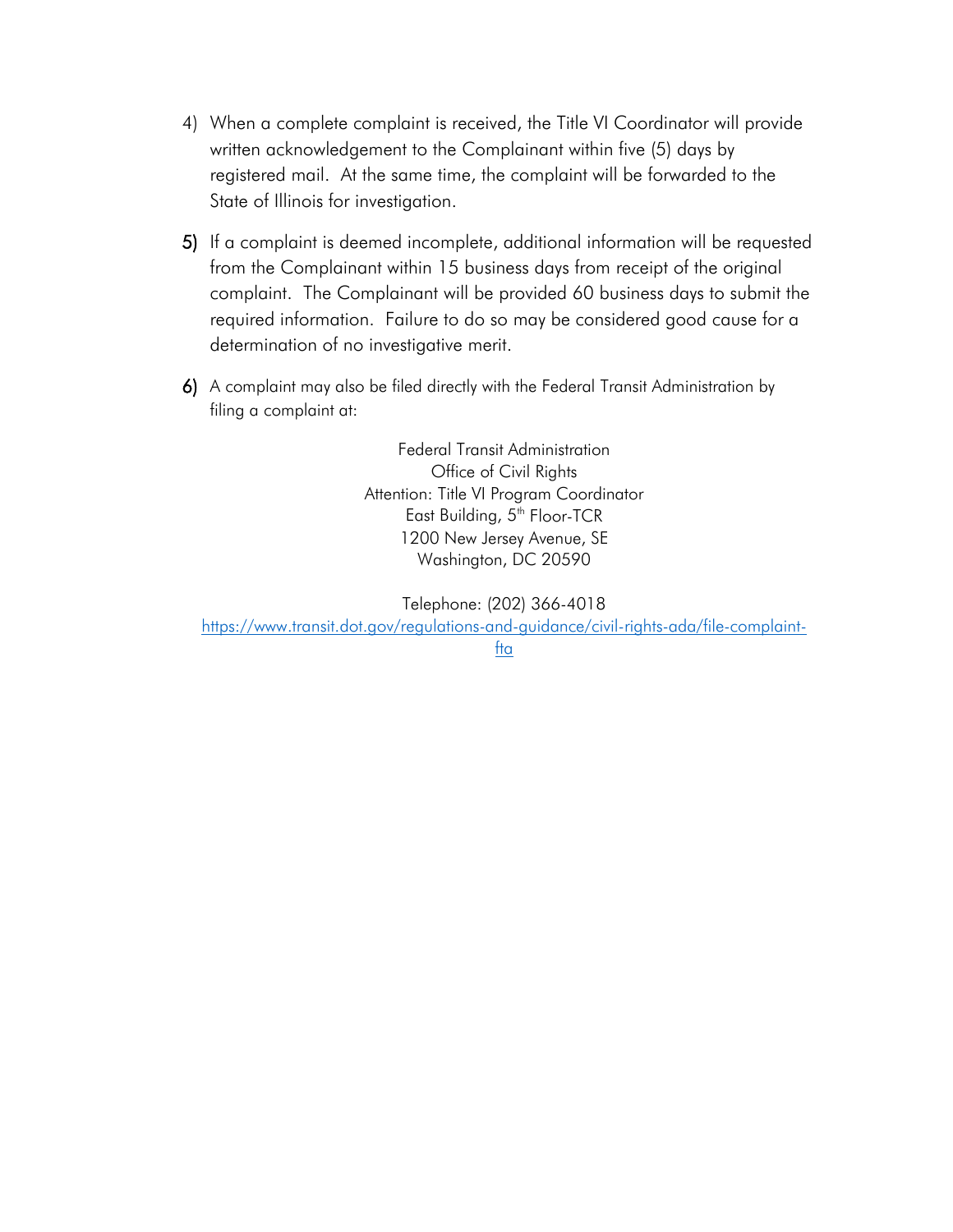4) When a complete complaint is received, the Title VI Coordinator will provide written acknowledgement to the Complainant within five (5) days by registered mail. At the same time, the complaint will be forwarded to the State of Illinois for investigation.

5) If a complaint is deemed incomplete, additional information will be requested from the Complainant within 15 business days from receipt of the original complaint. The Complainant will be provided 60 business days to submit the required information. Failure to do so may be considered good cause for a determination of no investigative merit.

6) A complaint may also be filed directly with the Federal Transit Administration by filing a complaint at:

Federal Transit Administration
Office of Civil Rights
Attention: Title VI Program Coordinator
East Building, 5th Floor-TCR
1200 New Jersey Avenue, SE
Washington, DC 20590

Telephone: (202) 366-4018
https://www.transit.dot.gov/regulations-and-guidance/civil-rights-ada/file-complaint-fta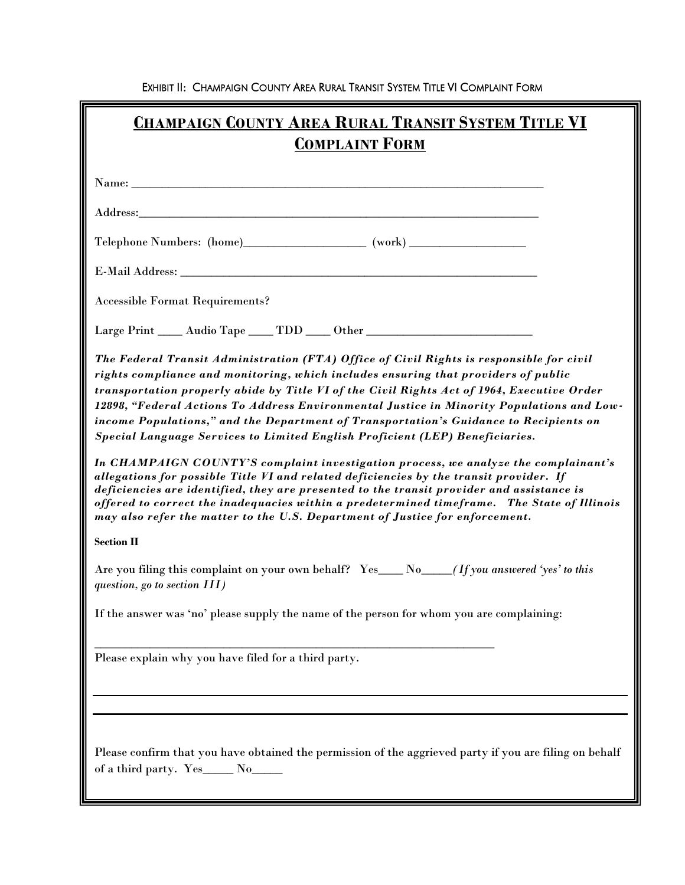EXHIBIT II: CHAMPAIGN COUNTY AREA RURAL TRANSIT SYSTEM TITLE VI COMPLAINT FORM

# CHAMPAIGN COUNTY AREA RURAL TRANSIT SYSTEM TITLE VI COMPLAINT FORM

Name: ___________________________________________________________________

Address:_________________________________________________________________

Telephone Numbers: (home)__________________ (work) _________________

E-Mail Address: ___________________________________________________________

Accessible Format Requirements?

Large Print ____ Audio Tape ____ TDD ____ Other _________________________

***The Federal Transit Administration (FTA) Office of Civil Rights is responsible for civil rights compliance and monitoring, which includes ensuring that providers of public transportation properly abide by Title VI of the Civil Rights Act of 1964, Executive Order 12898, "Federal Actions To Address Environmental Justice in Minority Populations and Low-income Populations," and the Department of Transportation's Guidance to Recipients on Special Language Services to Limited English Proficient (LEP) Beneficiaries.***

***In CHAMPAIGN COUNTY'S complaint investigation process, we analyze the complainant's allegations for possible Title VI and related deficiencies by the transit provider. If deficiencies are identified, they are presented to the transit provider and assistance is offered to correct the inadequacies within a predetermined timeframe. The State of Illinois may also refer the matter to the U.S. Department of Justice for enforcement.***

**Section II**

Are you filing this complaint on your own behalf? Yes____ No_____ *(If you answered 'yes' to this question, go to section III)*

If the answer was 'no' please supply the name of the person for whom you are complaining:

_________________________________________________________________

Please explain why you have filed for a third party.

_________________________________________________________________

_________________________________________________________________

Please confirm that you have obtained the permission of the aggrieved party if you are filing on behalf of a third party. Yes_____ No_____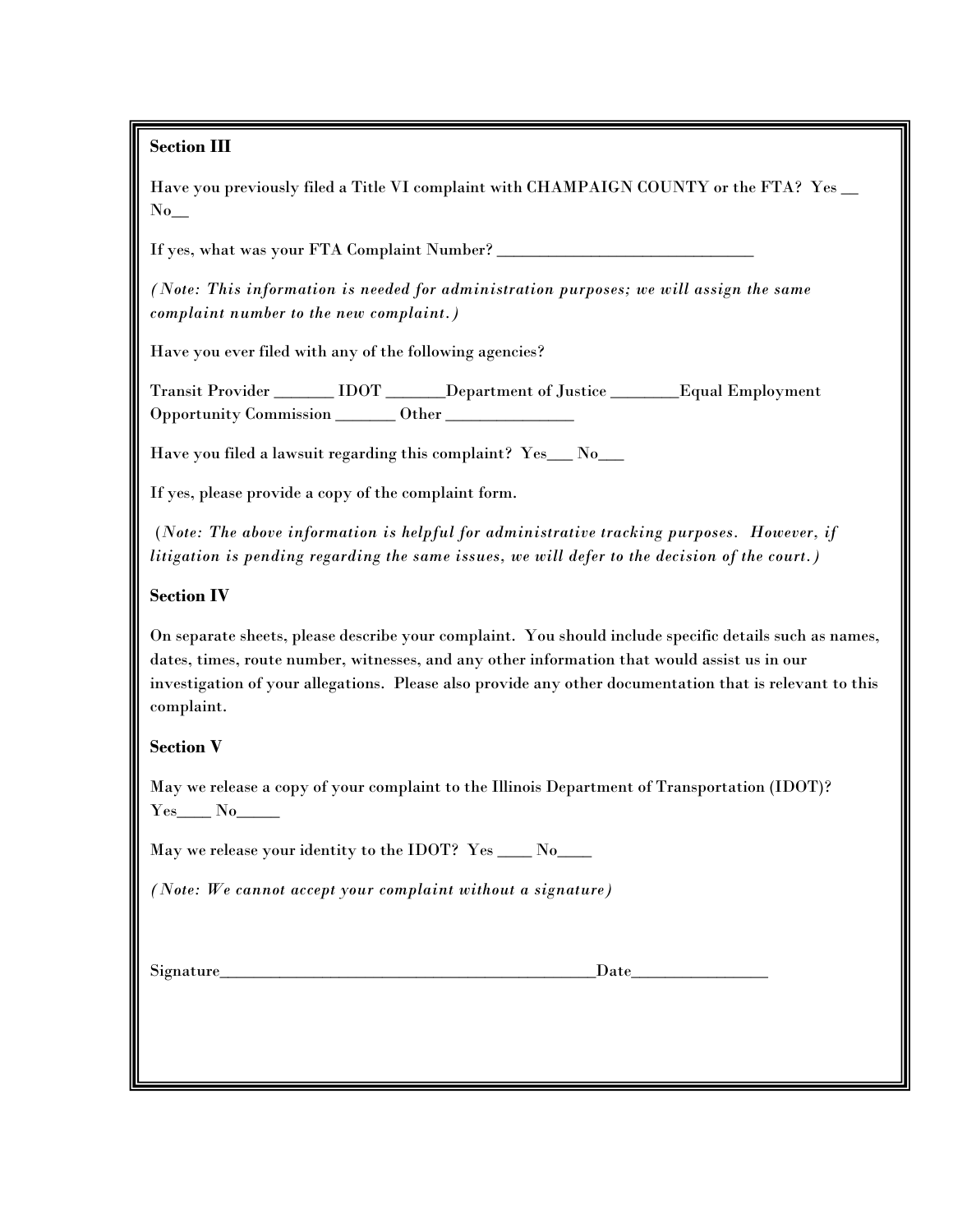**Section III**

Have you previously filed a Title VI complaint with CHAMPAIGN COUNTY or the FTA? Yes __ No__

If yes, what was your FTA Complaint Number? ______________________________

*(Note: This information is needed for administration purposes; we will assign the same complaint number to the new complaint.)*

Have you ever filed with any of the following agencies?

Transit Provider _______ IDOT _______Department of Justice ________Equal Employment Opportunity Commission _______ Other _______________

Have you filed a lawsuit regarding this complaint? Yes___ No___

If yes, please provide a copy of the complaint form.

*(Note: The above information is helpful for administrative tracking purposes. However, if litigation is pending regarding the same issues, we will defer to the decision of the court.)*

**Section IV**

On separate sheets, please describe your complaint. You should include specific details such as names, dates, times, route number, witnesses, and any other information that would assist us in our investigation of your allegations. Please also provide any other documentation that is relevant to this complaint.

**Section V**

May we release a copy of your complaint to the Illinois Department of Transportation (IDOT)? Yes____ No_____

May we release your identity to the IDOT? Yes ____ No____

*(Note: We cannot accept your complaint without a signature)*

Signature_______________________________________________Date________________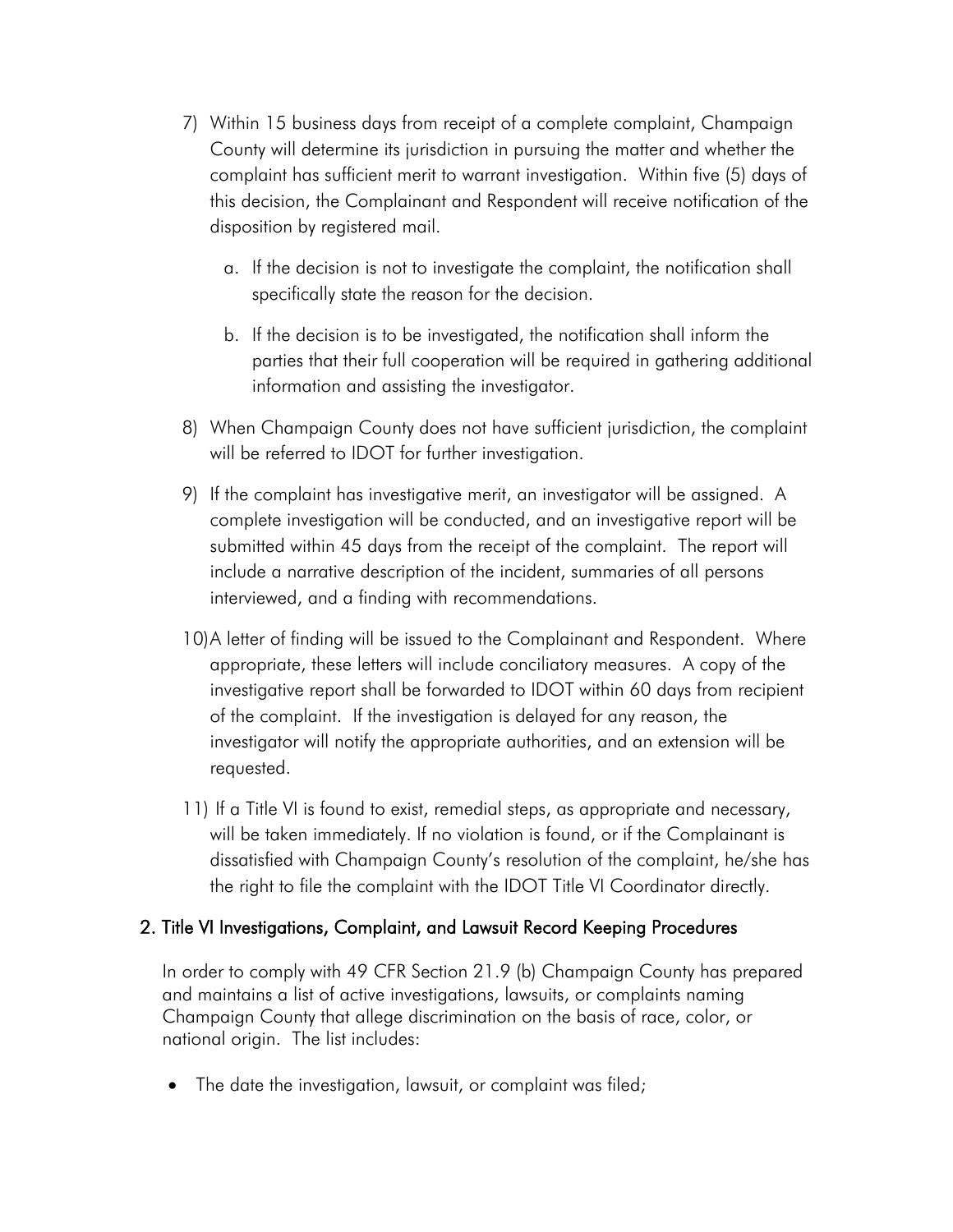7) Within 15 business days from receipt of a complete complaint, Champaign County will determine its jurisdiction in pursuing the matter and whether the complaint has sufficient merit to warrant investigation. Within five (5) days of this decision, the Complainant and Respondent will receive notification of the disposition by registered mail.

    a. If the decision is not to investigate the complaint, the notification shall specifically state the reason for the decision.

    b. If the decision is to be investigated, the notification shall inform the parties that their full cooperation will be required in gathering additional information and assisting the investigator.

8) When Champaign County does not have sufficient jurisdiction, the complaint will be referred to IDOT for further investigation.

9) If the complaint has investigative merit, an investigator will be assigned. A complete investigation will be conducted, and an investigative report will be submitted within 45 days from the receipt of the complaint. The report will include a narrative description of the incident, summaries of all persons interviewed, and a finding with recommendations.

10) A letter of finding will be issued to the Complainant and Respondent. Where appropriate, these letters will include conciliatory measures. A copy of the investigative report shall be forwarded to IDOT within 60 days from recipient of the complaint. If the investigation is delayed for any reason, the investigator will notify the appropriate authorities, and an extension will be requested.

11) If a Title VI is found to exist, remedial steps, as appropriate and necessary, will be taken immediately. If no violation is found, or if the Complainant is dissatisfied with Champaign County's resolution of the complaint, he/she has the right to file the complaint with the IDOT Title VI Coordinator directly.

## 2. Title VI Investigations, Complaint, and Lawsuit Record Keeping Procedures

In order to comply with 49 CFR Section 21.9 (b) Champaign County has prepared and maintains a list of active investigations, lawsuits, or complaints naming Champaign County that allege discrimination on the basis of race, color, or national origin. The list includes:

- The date the investigation, lawsuit, or complaint was filed;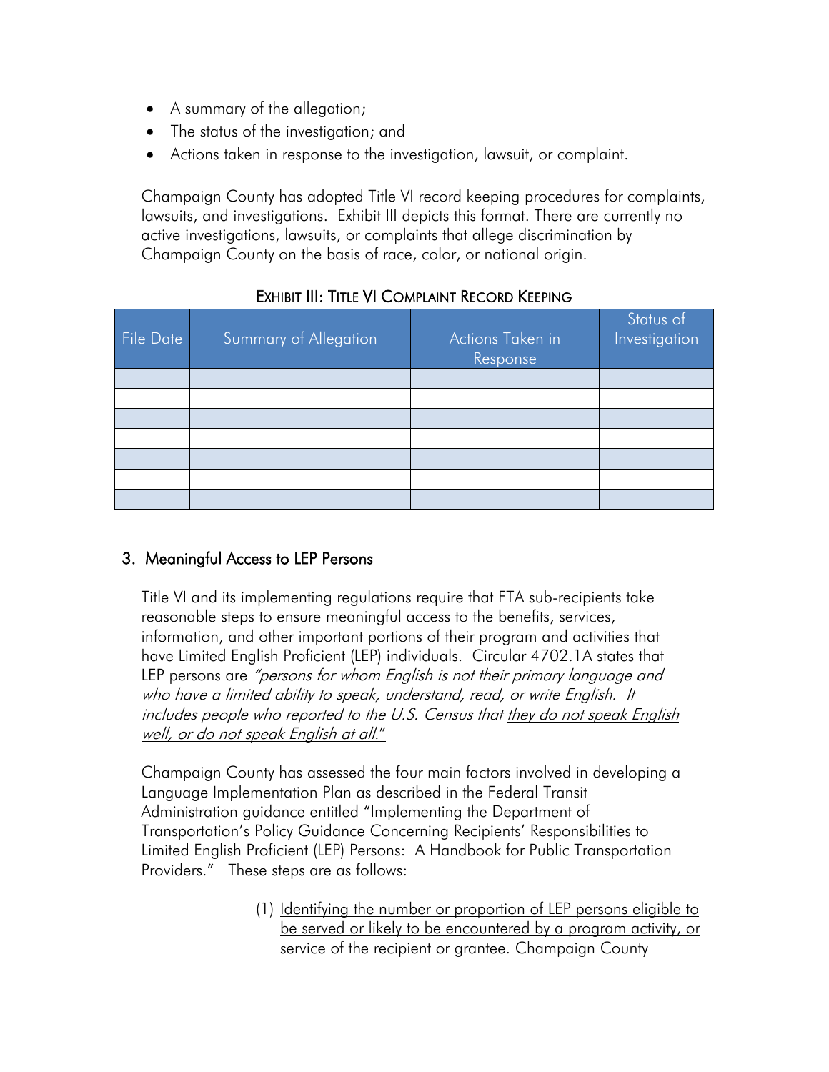- A summary of the allegation;
- The status of the investigation; and
- Actions taken in response to the investigation, lawsuit, or complaint.

Champaign County has adopted Title VI record keeping procedures for complaints, lawsuits, and investigations. Exhibit III depicts this format. There are currently no active investigations, lawsuits, or complaints that allege discrimination by Champaign County on the basis of race, color, or national origin.

EXHIBIT III: TITLE VI COMPLAINT RECORD KEEPING

| File Date | Summary of Allegation | Actions Taken in Response | Status of Investigation |
|---|---|---|---|
| | | | |
| | | | |
| | | | |
| | | | |
| | | | |
| | | | |
| | | | |

## 3. Meaningful Access to LEP Persons

Title VI and its implementing regulations require that FTA sub-recipients take reasonable steps to ensure meaningful access to the benefits, services, information, and other important portions of their program and activities that have Limited English Proficient (LEP) individuals. Circular 4702.1A states that LEP persons are *"persons for whom English is not their primary language and who have a limited ability to speak, understand, read, or write English. It includes people who reported to the U.S. Census that they do not speak English well, or do not speak English at all."*

Champaign County has assessed the four main factors involved in developing a Language Implementation Plan as described in the Federal Transit Administration guidance entitled "Implementing the Department of Transportation's Policy Guidance Concerning Recipients' Responsibilities to Limited English Proficient (LEP) Persons: A Handbook for Public Transportation Providers." These steps are as follows:

(1) Identifying the number or proportion of LEP persons eligible to be served or likely to be encountered by a program activity, or service of the recipient or grantee. Champaign County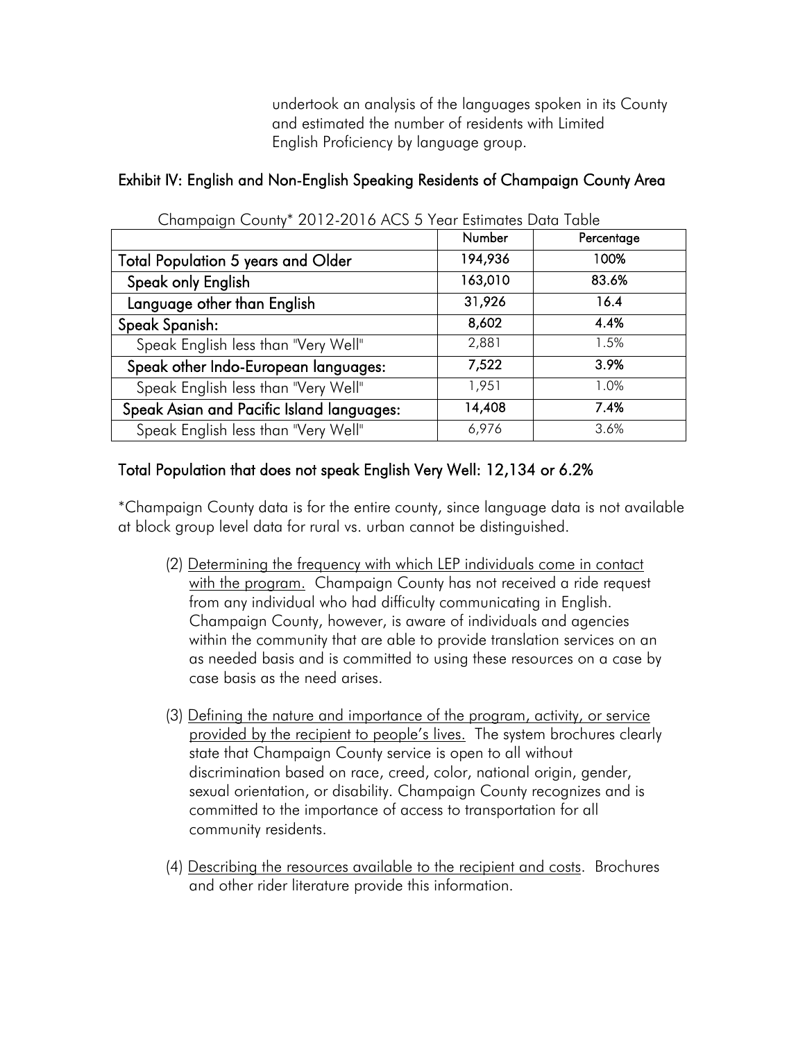undertook an analysis of the languages spoken in its County and estimated the number of residents with Limited English Proficiency by language group.

### Exhibit IV: English and Non-English Speaking Residents of Champaign County Area

Champaign County* 2012-2016 ACS 5 Year Estimates Data Table

| | Number | Percentage |
|---|---|---|
| **Total Population 5 years and Older** | **194,936** | **100%** |
| **Speak only English** | **163,010** | **83.6%** |
| **Language other than English** | **31,926** | **16.4** |
| **Speak Spanish:** | **8,602** | **4.4%** |
| Speak English less than "Very Well" | 2,881 | 1.5% |
| **Speak other Indo-European languages:** | **7,522** | **3.9%** |
| Speak English less than "Very Well" | 1,951 | 1.0% |
| **Speak Asian and Pacific Island languages:** | **14,408** | **7.4%** |
| Speak English less than "Very Well" | 6,976 | 3.6% |

### Total Population that does not speak English Very Well: 12,134 or 6.2%

*Champaign County data is for the entire county, since language data is not available at block group level data for rural vs. urban cannot be distinguished.

(2) Determining the frequency with which LEP individuals come in contact with the program. Champaign County has not received a ride request from any individual who had difficulty communicating in English. Champaign County, however, is aware of individuals and agencies within the community that are able to provide translation services on an as needed basis and is committed to using these resources on a case by case basis as the need arises.

(3) Defining the nature and importance of the program, activity, or service provided by the recipient to people's lives. The system brochures clearly state that Champaign County service is open to all without discrimination based on race, creed, color, national origin, gender, sexual orientation, or disability. Champaign County recognizes and is committed to the importance of access to transportation for all community residents.

(4) Describing the resources available to the recipient and costs. Brochures and other rider literature provide this information.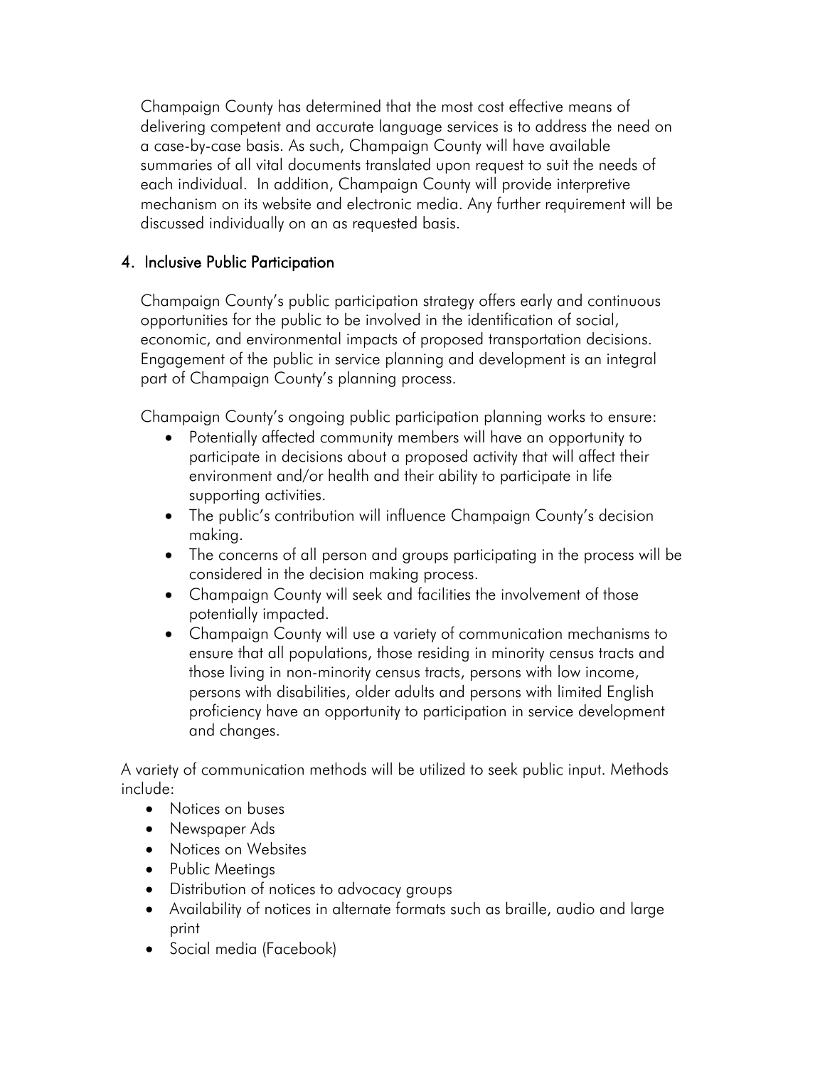Champaign County has determined that the most cost effective means of delivering competent and accurate language services is to address the need on a case-by-case basis. As such, Champaign County will have available summaries of all vital documents translated upon request to suit the needs of each individual. In addition, Champaign County will provide interpretive mechanism on its website and electronic media. Any further requirement will be discussed individually on an as requested basis.

## 4. Inclusive Public Participation

Champaign County's public participation strategy offers early and continuous opportunities for the public to be involved in the identification of social, economic, and environmental impacts of proposed transportation decisions. Engagement of the public in service planning and development is an integral part of Champaign County's planning process.

Champaign County's ongoing public participation planning works to ensure:

- Potentially affected community members will have an opportunity to participate in decisions about a proposed activity that will affect their environment and/or health and their ability to participate in life supporting activities.
- The public's contribution will influence Champaign County's decision making.
- The concerns of all person and groups participating in the process will be considered in the decision making process.
- Champaign County will seek and facilities the involvement of those potentially impacted.
- Champaign County will use a variety of communication mechanisms to ensure that all populations, those residing in minority census tracts and those living in non-minority census tracts, persons with low income, persons with disabilities, older adults and persons with limited English proficiency have an opportunity to participation in service development and changes.

A variety of communication methods will be utilized to seek public input. Methods include:

- Notices on buses
- Newspaper Ads
- Notices on Websites
- Public Meetings
- Distribution of notices to advocacy groups
- Availability of notices in alternate formats such as braille, audio and large print
- Social media (Facebook)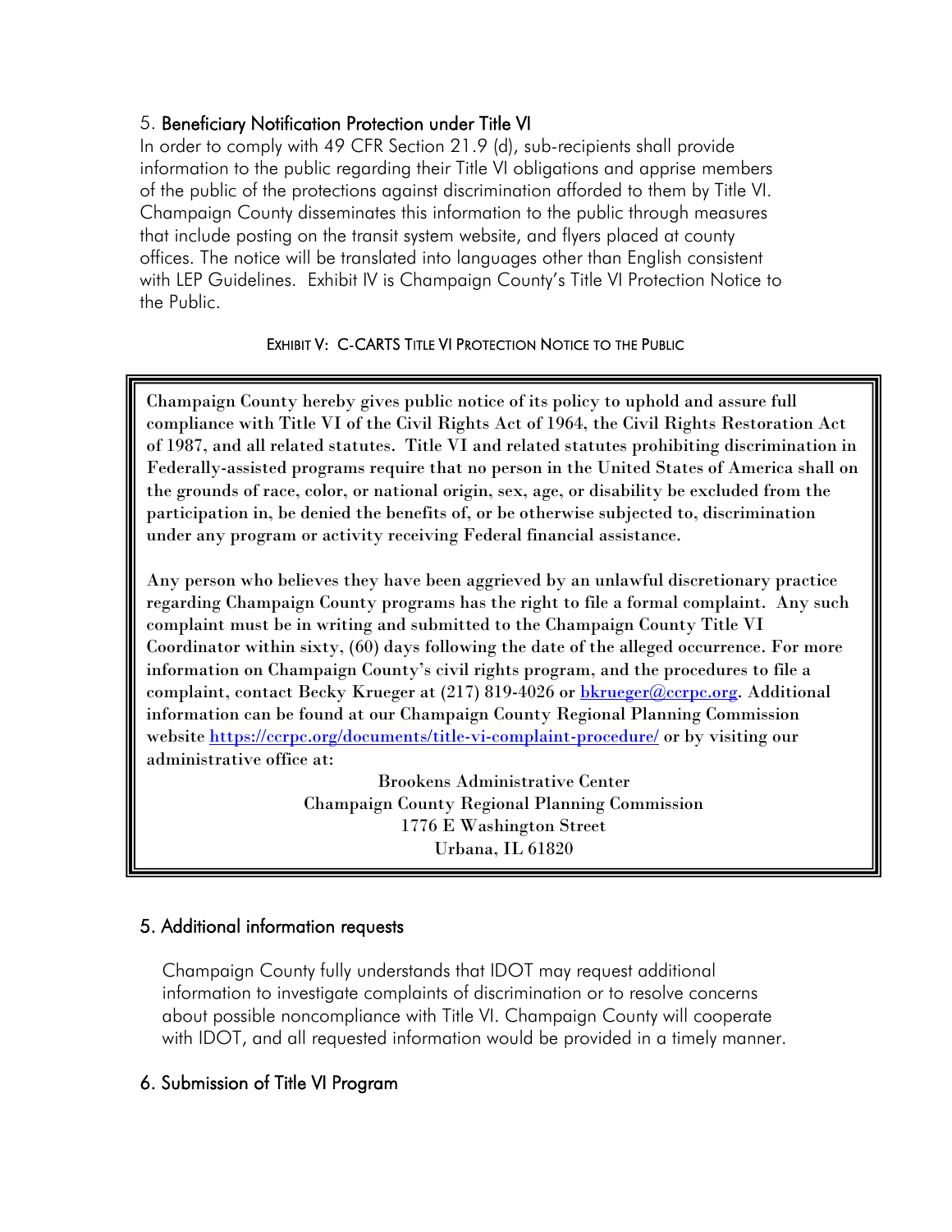## 5. Beneficiary Notification Protection under Title VI

In order to comply with 49 CFR Section 21.9 (d), sub-recipients shall provide information to the public regarding their Title VI obligations and apprise members of the public of the protections against discrimination afforded to them by Title VI. Champaign County disseminates this information to the public through measures that include posting on the transit system website, and flyers placed at county offices. The notice will be translated into languages other than English consistent with LEP Guidelines. Exhibit IV is Champaign County's Title VI Protection Notice to the Public.

EXHIBIT V: C-CARTS TITLE VI PROTECTION NOTICE TO THE PUBLIC

**Champaign County hereby gives public notice of its policy to uphold and assure full compliance with Title VI of the Civil Rights Act of 1964, the Civil Rights Restoration Act of 1987, and all related statutes. Title VI and related statutes prohibiting discrimination in Federally-assisted programs require that no person in the United States of America shall on the grounds of race, color, or national origin, sex, age, or disability be excluded from the participation in, be denied the benefits of, or be otherwise subjected to, discrimination under any program or activity receiving Federal financial assistance.**

**Any person who believes they have been aggrieved by an unlawful discretionary practice regarding Champaign County programs has the right to file a formal complaint. Any such complaint must be in writing and submitted to the Champaign County Title VI Coordinator within sixty, (60) days following the date of the alleged occurrence. For more information on Champaign County's civil rights program, and the procedures to file a complaint, contact Becky Krueger at (217) 819-4026 or bkrueger@ccrpc.org. Additional information can be found at our Champaign County Regional Planning Commission website https://ccrpc.org/documents/title-vi-complaint-procedure/ or by visiting our administrative office at:**

**Brookens Administrative Center**
**Champaign County Regional Planning Commission**
**1776 E Washington Street**
**Urbana, IL 61820**

## 5. Additional information requests

Champaign County fully understands that IDOT may request additional information to investigate complaints of discrimination or to resolve concerns about possible noncompliance with Title VI. Champaign County will cooperate with IDOT, and all requested information would be provided in a timely manner.

## 6. Submission of Title VI Program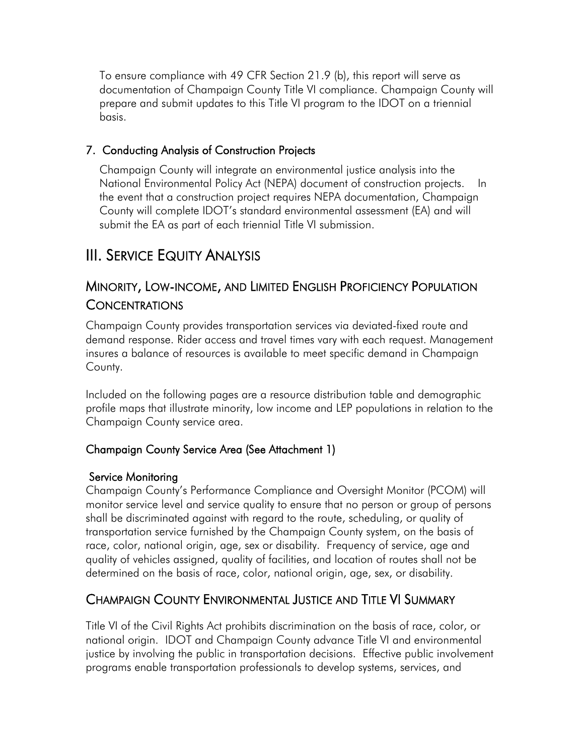To ensure compliance with 49 CFR Section 21.9 (b), this report will serve as documentation of Champaign County Title VI compliance. Champaign County will prepare and submit updates to this Title VI program to the IDOT on a triennial basis.

### 7. Conducting Analysis of Construction Projects

Champaign County will integrate an environmental justice analysis into the National Environmental Policy Act (NEPA) document of construction projects. In the event that a construction project requires NEPA documentation, Champaign County will complete IDOT's standard environmental assessment (EA) and will submit the EA as part of each triennial Title VI submission.

# III. Service Equity Analysis

## Minority, Low-income, and Limited English Proficiency Population Concentrations

Champaign County provides transportation services via deviated-fixed route and demand response. Rider access and travel times vary with each request. Management insures a balance of resources is available to meet specific demand in Champaign County.

Included on the following pages are a resource distribution table and demographic profile maps that illustrate minority, low income and LEP populations in relation to the Champaign County service area.

### Champaign County Service Area (See Attachment 1)

### Service Monitoring

Champaign County's Performance Compliance and Oversight Monitor (PCOM) will monitor service level and service quality to ensure that no person or group of persons shall be discriminated against with regard to the route, scheduling, or quality of transportation service furnished by the Champaign County system, on the basis of race, color, national origin, age, sex or disability. Frequency of service, age and quality of vehicles assigned, quality of facilities, and location of routes shall not be determined on the basis of race, color, national origin, age, sex, or disability.

## Champaign County Environmental Justice and Title VI Summary

Title VI of the Civil Rights Act prohibits discrimination on the basis of race, color, or national origin. IDOT and Champaign County advance Title VI and environmental justice by involving the public in transportation decisions. Effective public involvement programs enable transportation professionals to develop systems, services, and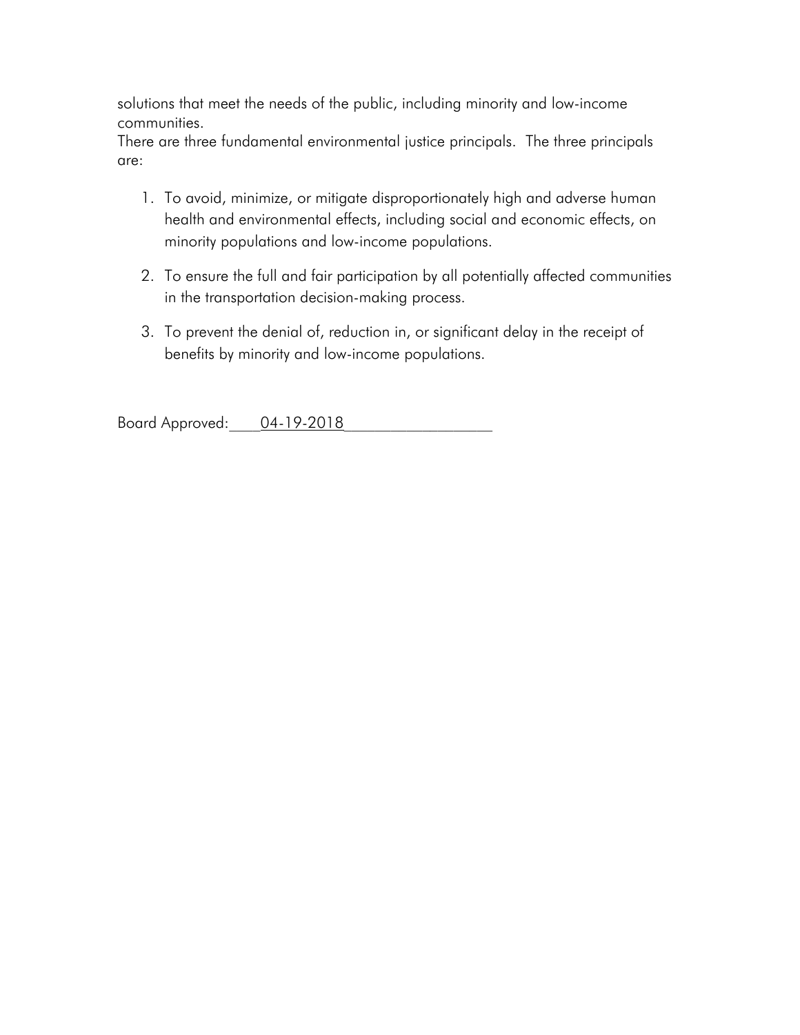solutions that meet the needs of the public, including minority and low-income communities.
There are three fundamental environmental justice principals. The three principals are:

1. To avoid, minimize, or mitigate disproportionately high and adverse human health and environmental effects, including social and economic effects, on minority populations and low-income populations.

2. To ensure the full and fair participation by all potentially affected communities in the transportation decision-making process.

3. To prevent the denial of, reduction in, or significant delay in the receipt of benefits by minority and low-income populations.

Board Approved:____04-19-2018__________________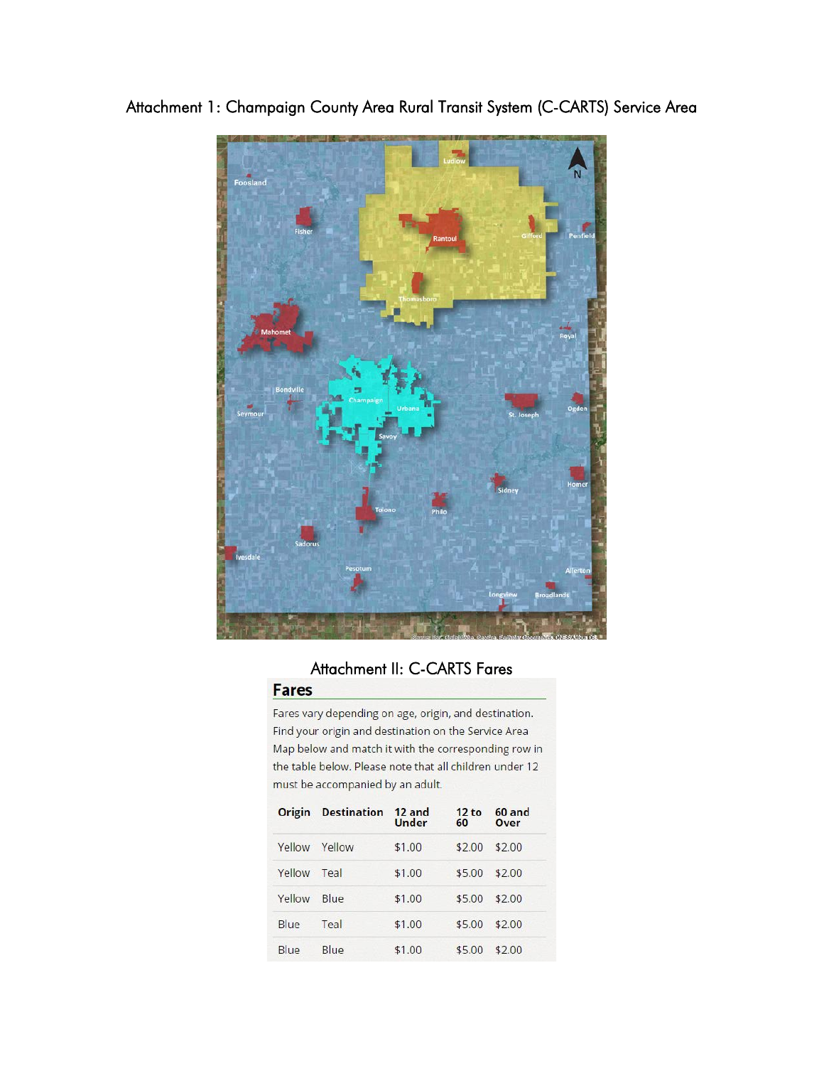## Attachment 1: Champaign County Area Rural Transit System (C-CARTS) Service Area

N

Ludlow

Foosland

Fisher

Rantoul

Gifford

Penfield

Thomasboro

Royal

Mahomet

Bondville

Champaign

Urbana

Seymour

St. Joseph

Ogden

Savoy

Homer

Sidney

Tolono

Philo

Sadorus

Ivesdale

Pesotum

Allerton

Longview

Broadlands

## Attachment II: C-CARTS Fares

### Fares

Fares vary depending on age, origin, and destination. Find your origin and destination on the Service Area Map below and match it with the corresponding row in the table below. Please note that all children under 12 must be accompanied by an adult.

| Origin | Destination | 12 and Under | 12 to 60 | 60 and Over |
|---|---|---|---|---|
| Yellow | Yellow | $1.00 | $2.00 | $2.00 |
| Yellow | Teal | $1.00 | $5.00 | $2.00 |
| Yellow | Blue | $1.00 | $5.00 | $2.00 |
| Blue | Teal | $1.00 | $5.00 | $2.00 |
| Blue | Blue | $1.00 | $5.00 | $2.00 |